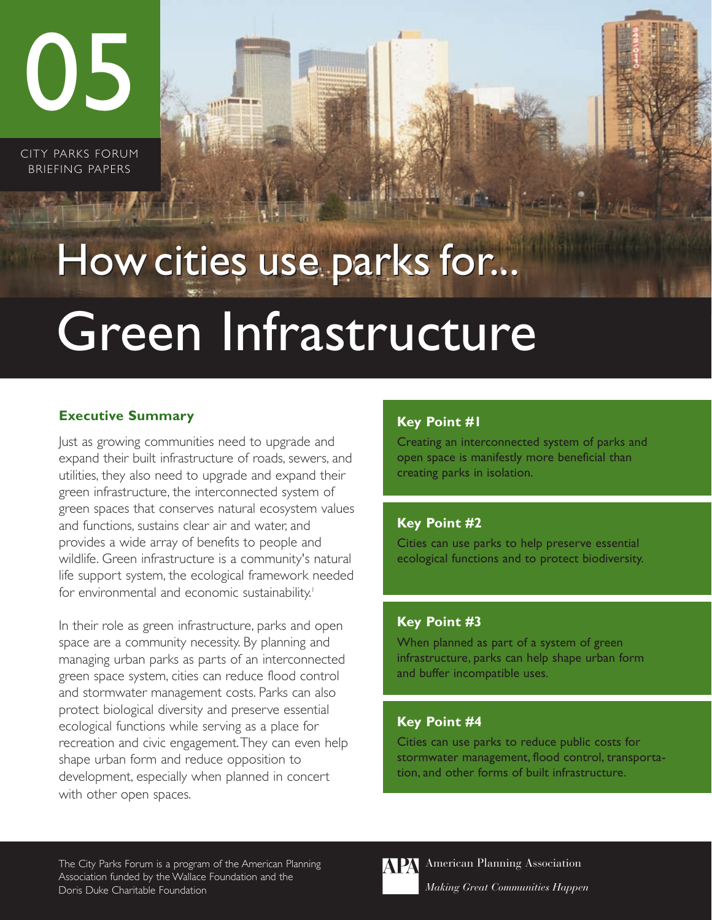05

CITY PARKS FORUM BRIEFING PAPERS

# How cities use parks for...

# Green Infrastructure

## Executive Summary

Just as growing communities need to upgrade and expand their built infrastructure of roads, sewers, and utilities, they also need to upgrade and expand their green infrastructure, the interconnected system of green spaces that conserves natural ecosystem values and functions, sustains clear air and water, and provides a wide array of benefits to people and wildlife. Green infrastructure is a community's natural life support system, the ecological framework needed for environmental and economic sustainability.[1]

In their role as green infrastructure, parks and open space are a community necessity. By planning and managing urban parks as parts of an interconnected green space system, cities can reduce flood control and stormwater management costs. Parks can also protect biological diversity and preserve essential ecological functions while serving as a place for recreation and civic engagement. They can even help shape urban form and reduce opposition to development, especially when planned in concert with other open spaces.

### Key Point #1

Creating an interconnected system of parks and open space is manifestly more beneficial than creating parks in isolation.

### Key Point #2

Cities can use parks to help preserve essential ecological functions and to protect biodiversity.

### Key Point #3

When planned as part of a system of green infrastructure, parks can help shape urban form and buffer incompatible uses.

### Key Point #4

Cities can use parks to reduce public costs for stormwater management, flood control, transportation, and other forms of built infrastructure.

The City Parks Forum is a program of the American Planning Association funded by the Wallace Foundation and the Doris Duke Charitable Foundation

APA American Planning Association

*Making Great Communities Happen*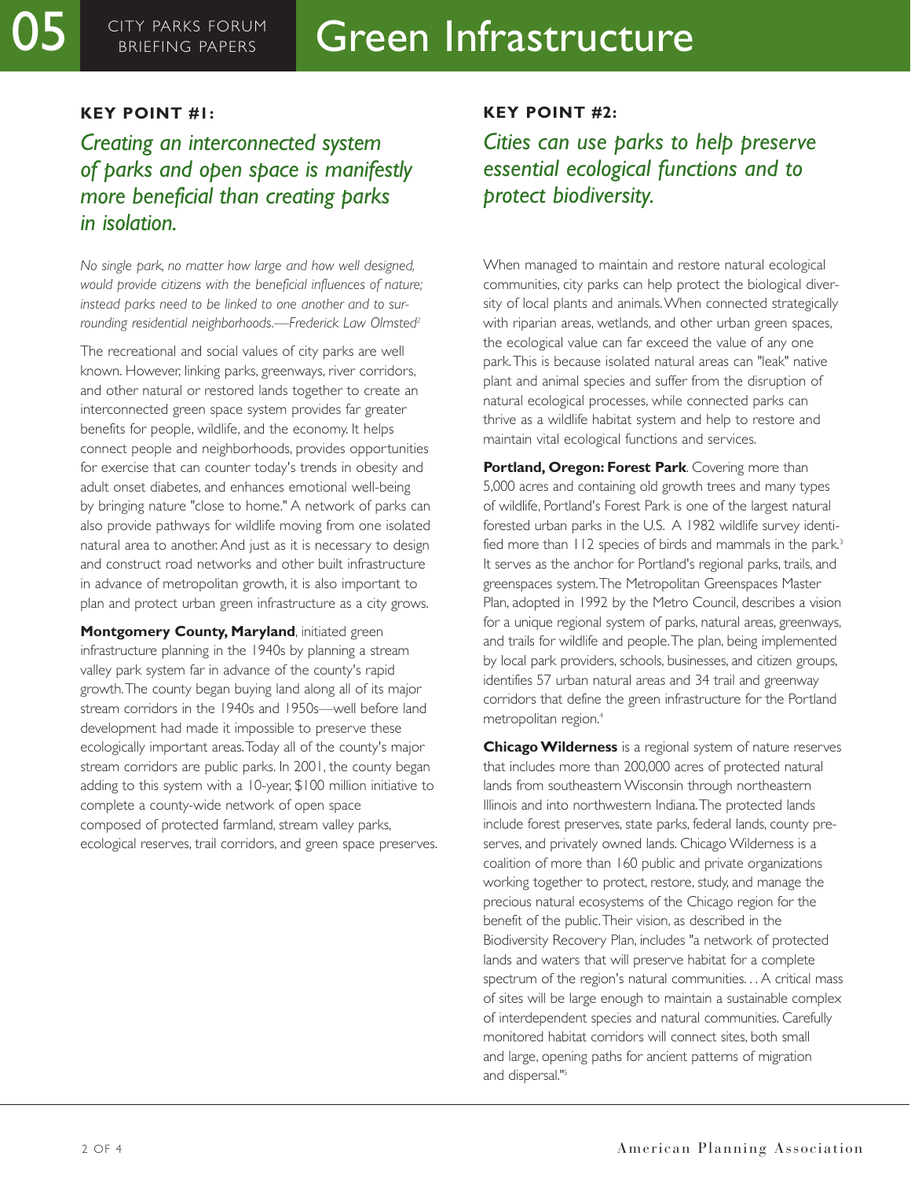# Green Infrastructure

### KEY POINT #1:

## *Creating an interconnected system of parks and open space is manifestly more beneficial than creating parks in isolation.*

*No single park, no matter how large and how well designed, would provide citizens with the beneficial influences of nature; instead parks need to be linked to one another and to surrounding residential neighborhoods.—Frederick Law Olmsted*[2]

The recreational and social values of city parks are well known. However, linking parks, greenways, river corridors, and other natural or restored lands together to create an interconnected green space system provides far greater benefits for people, wildlife, and the economy. It helps connect people and neighborhoods, provides opportunities for exercise that can counter today's trends in obesity and adult onset diabetes, and enhances emotional well-being by bringing nature "close to home." A network of parks can also provide pathways for wildlife moving from one isolated natural area to another. And just as it is necessary to design and construct road networks and other built infrastructure in advance of metropolitan growth, it is also important to plan and protect urban green infrastructure as a city grows.

**Montgomery County, Maryland**, initiated green infrastructure planning in the 1940s by planning a stream valley park system far in advance of the county's rapid growth. The county began buying land along all of its major stream corridors in the 1940s and 1950s—well before land development had made it impossible to preserve these ecologically important areas. Today all of the county's major stream corridors are public parks. In 2001, the county began adding to this system with a 10-year, $100 million initiative to complete a county-wide network of open space composed of protected farmland, stream valley parks, ecological reserves, trail corridors, and green space preserves.

### KEY POINT #2:

## *Cities can use parks to help preserve essential ecological functions and to protect biodiversity.*

When managed to maintain and restore natural ecological communities, city parks can help protect the biological diversity of local plants and animals. When connected strategically with riparian areas, wetlands, and other urban green spaces, the ecological value can far exceed the value of any one park. This is because isolated natural areas can "leak" native plant and animal species and suffer from the disruption of natural ecological processes, while connected parks can thrive as a wildlife habitat system and help to restore and maintain vital ecological functions and services.

**Portland, Oregon: Forest Park**. Covering more than 5,000 acres and containing old growth trees and many types of wildlife, Portland's Forest Park is one of the largest natural forested urban parks in the U.S. A 1982 wildlife survey identified more than 112 species of birds and mammals in the park.[3] It serves as the anchor for Portland's regional parks, trails, and greenspaces system. The Metropolitan Greenspaces Master Plan, adopted in 1992 by the Metro Council, describes a vision for a unique regional system of parks, natural areas, greenways, and trails for wildlife and people. The plan, being implemented by local park providers, schools, businesses, and citizen groups, identifies 57 urban natural areas and 34 trail and greenway corridors that define the green infrastructure for the Portland metropolitan region.[4]

**Chicago Wilderness** is a regional system of nature reserves that includes more than 200,000 acres of protected natural lands from southeastern Wisconsin through northeastern Illinois and into northwestern Indiana. The protected lands include forest preserves, state parks, federal lands, county preserves, and privately owned lands. Chicago Wilderness is a coalition of more than 160 public and private organizations working together to protect, restore, study, and manage the precious natural ecosystems of the Chicago region for the benefit of the public. Their vision, as described in the Biodiversity Recovery Plan, includes "a network of protected lands and waters that will preserve habitat for a complete spectrum of the region's natural communities. . . A critical mass of sites will be large enough to maintain a sustainable complex of interdependent species and natural communities. Carefully monitored habitat corridors will connect sites, both small and large, opening paths for ancient patterns of migration and dispersal."[5]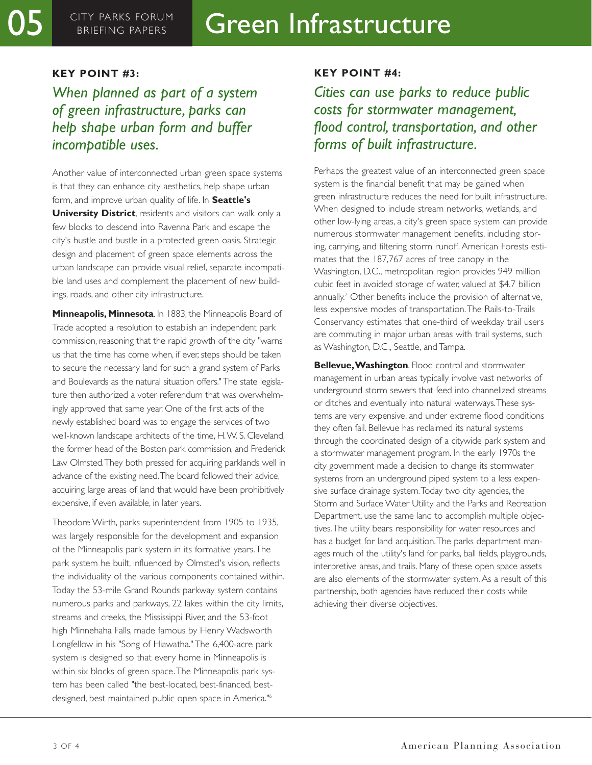**KEY POINT #3:**

## *When planned as part of a system of green infrastructure, parks can help shape urban form and buffer incompatible uses.*

Another value of interconnected urban green space systems is that they can enhance city aesthetics, help shape urban form, and improve urban quality of life. In **Seattle's University District**, residents and visitors can walk only a few blocks to descend into Ravenna Park and escape the city's hustle and bustle in a protected green oasis. Strategic design and placement of green space elements across the urban landscape can provide visual relief, separate incompatible land uses and complement the placement of new buildings, roads, and other city infrastructure.

**Minneapolis, Minnesota**. In 1883, the Minneapolis Board of Trade adopted a resolution to establish an independent park commission, reasoning that the rapid growth of the city "warns us that the time has come when, if ever, steps should be taken to secure the necessary land for such a grand system of Parks and Boulevards as the natural situation offers." The state legislature then authorized a voter referendum that was overwhelmingly approved that same year. One of the first acts of the newly established board was to engage the services of two well-known landscape architects of the time, H. W. S. Cleveland, the former head of the Boston park commission, and Frederick Law Olmsted. They both pressed for acquiring parklands well in advance of the existing need. The board followed their advice, acquiring large areas of land that would have been prohibitively expensive, if even available, in later years.

Theodore Wirth, parks superintendent from 1905 to 1935, was largely responsible for the development and expansion of the Minneapolis park system in its formative years. The park system he built, influenced by Olmsted's vision, reflects the individuality of the various components contained within. Today the 53-mile Grand Rounds parkway system contains numerous parks and parkways, 22 lakes within the city limits, streams and creeks, the Mississippi River, and the 53-foot high Minnehaha Falls, made famous by Henry Wadsworth Longfellow in his "Song of Hiawatha." The 6,400-acre park system is designed so that every home in Minneapolis is within six blocks of green space. The Minneapolis park system has been called "the best-located, best-financed, best-designed, best maintained public open space in America."[6]

**KEY POINT #4:**

## *Cities can use parks to reduce public costs for stormwater management, flood control, transportation, and other forms of built infrastructure.*

Perhaps the greatest value of an interconnected green space system is the financial benefit that may be gained when green infrastructure reduces the need for built infrastructure. When designed to include stream networks, wetlands, and other low-lying areas, a city's green space system can provide numerous stormwater management benefits, including storing, carrying, and filtering storm runoff. American Forests estimates that the 187,767 acres of tree canopy in the Washington, D.C., metropolitan region provides 949 million cubic feet in avoided storage of water, valued at $4.7 billion annually.[7] Other benefits include the provision of alternative, less expensive modes of transportation. The Rails-to-Trails Conservancy estimates that one-third of weekday trail users are commuting in major urban areas with trail systems, such as Washington, D.C., Seattle, and Tampa.

**Bellevue, Washington**. Flood control and stormwater management in urban areas typically involve vast networks of underground storm sewers that feed into channelized streams or ditches and eventually into natural waterways. These systems are very expensive, and under extreme flood conditions they often fail. Bellevue has reclaimed its natural systems through the coordinated design of a citywide park system and a stormwater management program. In the early 1970s the city government made a decision to change its stormwater systems from an underground piped system to a less expensive surface drainage system. Today two city agencies, the Storm and Surface Water Utility and the Parks and Recreation Department, use the same land to accomplish multiple objectives. The utility bears responsibility for water resources and has a budget for land acquisition. The parks department manages much of the utility's land for parks, ball fields, playgrounds, interpretive areas, and trails. Many of these open space assets are also elements of the stormwater system. As a result of this partnership, both agencies have reduced their costs while achieving their diverse objectives.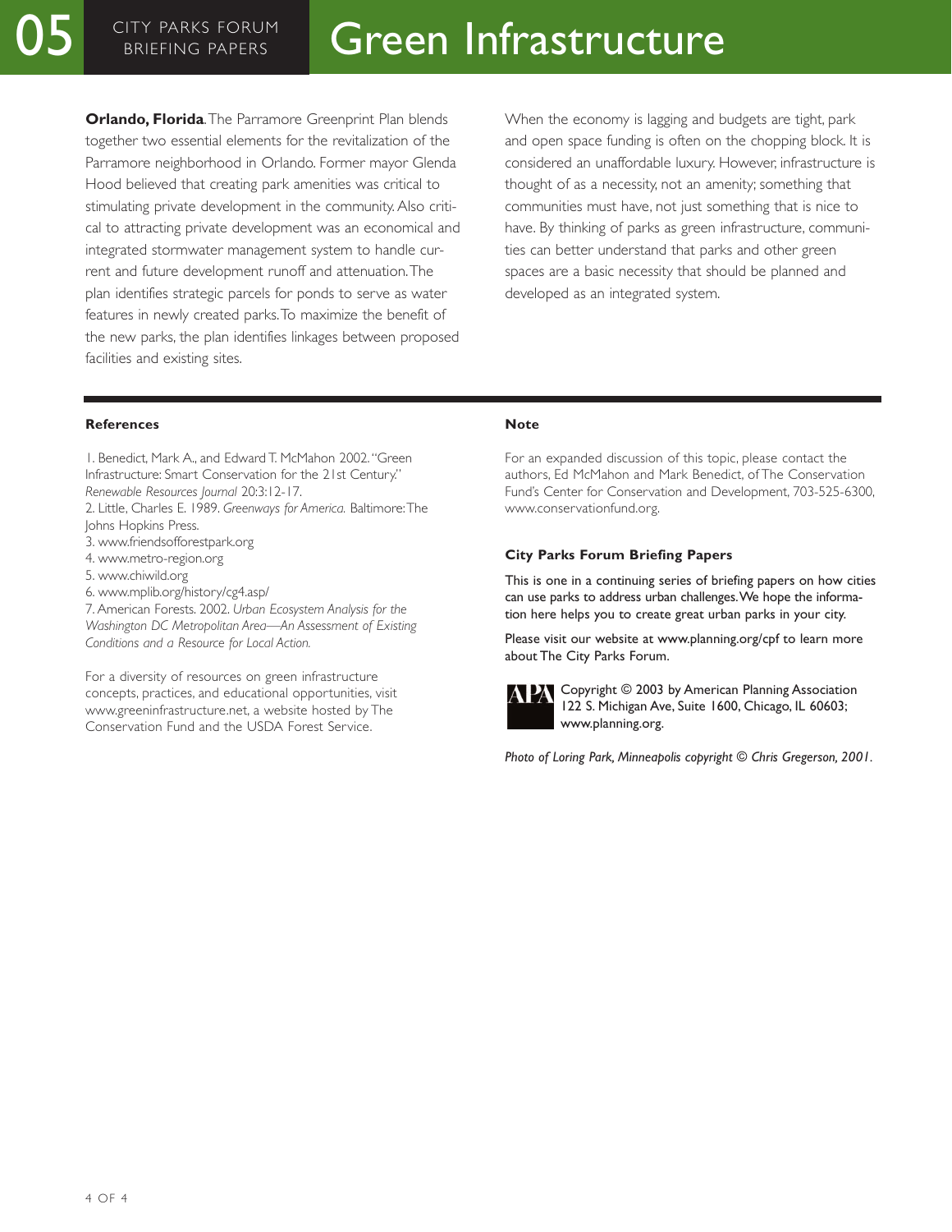**Orlando, Florida**. The Parramore Greenprint Plan blends together two essential elements for the revitalization of the Parramore neighborhood in Orlando. Former mayor Glenda Hood believed that creating park amenities was critical to stimulating private development in the community. Also critical to attracting private development was an economical and integrated stormwater management system to handle current and future development runoff and attenuation. The plan identifies strategic parcels for ponds to serve as water features in newly created parks. To maximize the benefit of the new parks, the plan identifies linkages between proposed facilities and existing sites.

When the economy is lagging and budgets are tight, park and open space funding is often on the chopping block. It is considered an unaffordable luxury. However, infrastructure is thought of as a necessity, not an amenity; something that communities must have, not just something that is nice to have. By thinking of parks as green infrastructure, communities can better understand that parks and other green spaces are a basic necessity that should be planned and developed as an integrated system.

### References

1. Benedict, Mark A., and Edward T. McMahon 2002. "Green Infrastructure: Smart Conservation for the 21st Century." *Renewable Resources Journal* 20:3:12-17.
2. Little, Charles E. 1989. *Greenways for America.* Baltimore: The Johns Hopkins Press.
3. www.friendsofforestpark.org
4. www.metro-region.org
5. www.chiwild.org
6. www.mplib.org/history/cg4.asp/
7. American Forests. 2002. *Urban Ecosystem Analysis for the Washington DC Metropolitan Area—An Assessment of Existing Conditions and a Resource for Local Action.*

For a diversity of resources on green infrastructure concepts, practices, and educational opportunities, visit www.greeninfrastructure.net, a website hosted by The Conservation Fund and the USDA Forest Service.

### Note

For an expanded discussion of this topic, please contact the authors, Ed McMahon and Mark Benedict, of The Conservation Fund's Center for Conservation and Development, 703-525-6300, www.conservationfund.org.

### City Parks Forum Briefing Papers

This is one in a continuing series of briefing papers on how cities can use parks to address urban challenges. We hope the information here helps you to create great urban parks in your city.

Please visit our website at www.planning.org/cpf to learn more about The City Parks Forum.

APA Copyright © 2003 by American Planning Association 122 S. Michigan Ave, Suite 1600, Chicago, IL 60603; www.planning.org.

*Photo of Loring Park, Minneapolis copyright © Chris Gregerson, 2001.*